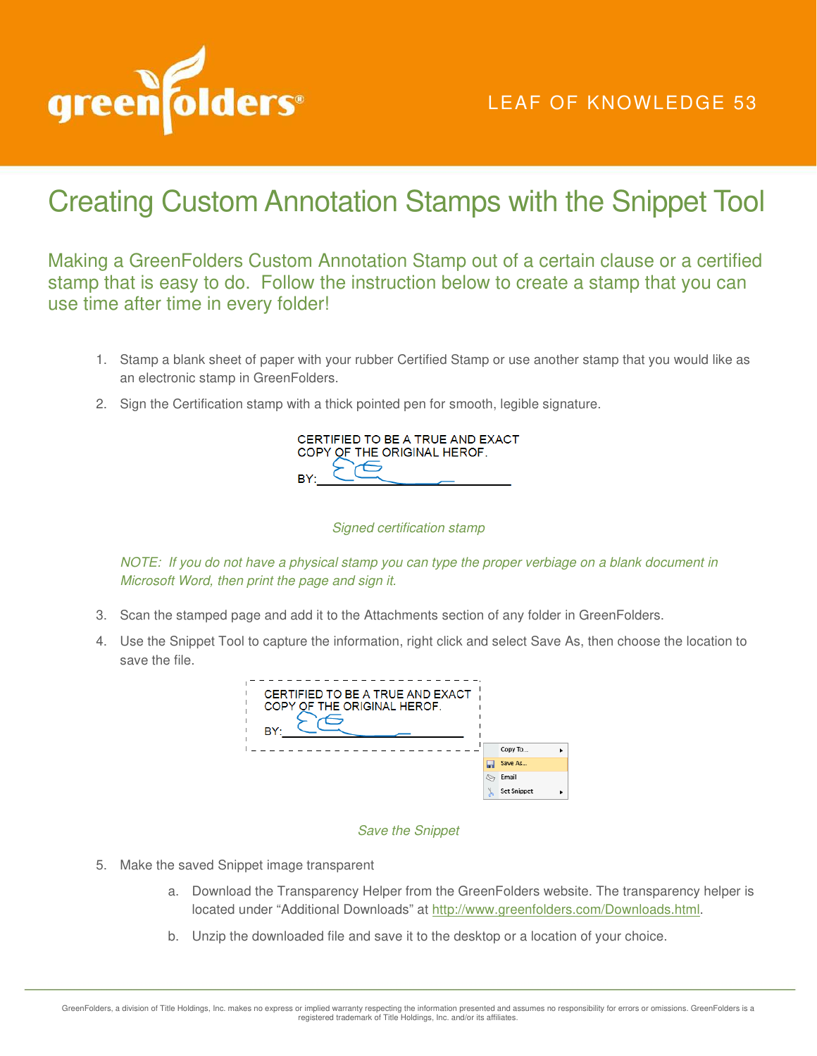LEAF OF KNOWLEDGE 53

# Creating Custom Annotation Stamps with the Snippet Tool

## Making a GreenFolders Custom Annotation Stamp out of a certain clause or a certified stamp that is easy to do. Follow the instruction below to create a stamp that you can use time after time in every folder!

1. Stamp a blank sheet of paper with your rubber Certified Stamp or use another stamp that you would like as an electronic stamp in GreenFolders.
2. Sign the Certification stamp with a thick pointed pen for smooth, legible signature.

   CERTIFIED TO BE A TRUE AND EXACT COPY OF THE ORIGINAL HEROF.
   BY:________________

   *Signed certification stamp*

   *NOTE: If you do not have a physical stamp you can type the proper verbiage on a blank document in Microsoft Word, then print the page and sign it.*

3. Scan the stamped page and add it to the Attachments section of any folder in GreenFolders.
4. Use the Snippet Tool to capture the information, right click and select Save As, then choose the location to save the file.

   CERTIFIED TO BE A TRUE AND EXACT COPY OF THE ORIGINAL HEROF.
   BY:________________

   Copy To...
   Save As...
   Email
   Set Snippet

   *Save the Snippet*

5. Make the saved Snippet image transparent
   a. Download the Transparency Helper from the GreenFolders website. The transparency helper is located under "Additional Downloads" at http://www.greenfolders.com/Downloads.html.
   b. Unzip the downloaded file and save it to the desktop or a location of your choice.

GreenFolders, a division of Title Holdings, Inc. makes no express or implied warranty respecting the information presented and assumes no responsibility for errors or omissions. GreenFolders is a registered trademark of Title Holdings, Inc. and/or its affiliates.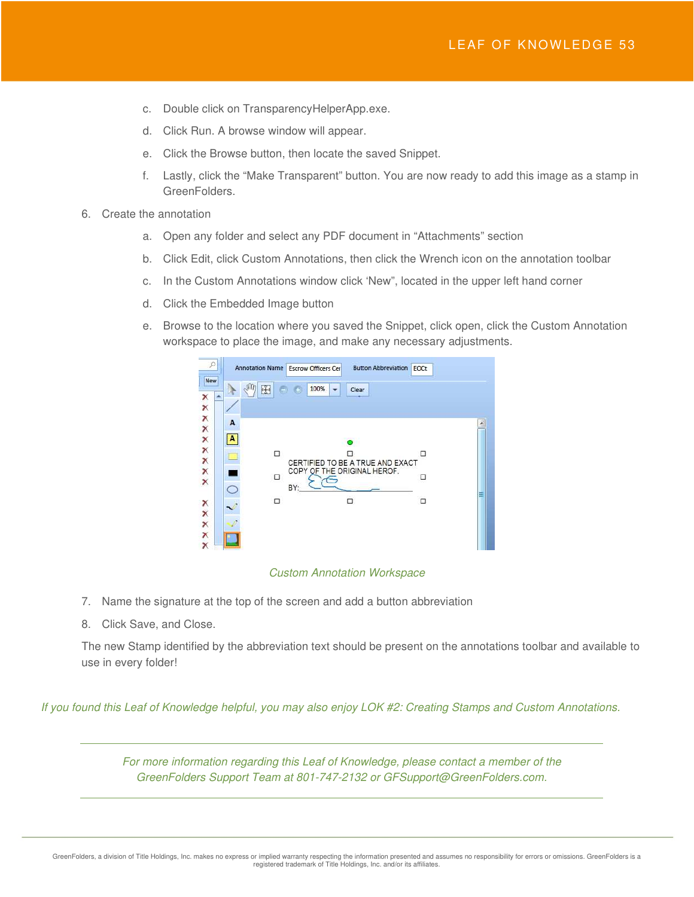c. Double click on TransparencyHelperApp.exe.

d. Click Run. A browse window will appear.

e. Click the Browse button, then locate the saved Snippet.

f. Lastly, click the "Make Transparent" button. You are now ready to add this image as a stamp in GreenFolders.

6. Create the annotation

   a. Open any folder and select any PDF document in "Attachments" section

   b. Click Edit, click Custom Annotations, then click the Wrench icon on the annotation toolbar

   c. In the Custom Annotations window click 'New', located in the upper left hand corner

   d. Click the Embedded Image button

   e. Browse to the location where you saved the Snippet, click open, click the Custom Annotation workspace to place the image, and make any necessary adjustments.

*Custom Annotation Workspace*

7. Name the signature at the top of the screen and add a button abbreviation

8. Click Save, and Close.

The new Stamp identified by the abbreviation text should be present on the annotations toolbar and available to use in every folder!

*If you found this Leaf of Knowledge helpful, you may also enjoy LOK #2: Creating Stamps and Custom Annotations.*

---

*For more information regarding this Leaf of Knowledge, please contact a member of the GreenFolders Support Team at 801-747-2132 or GFSupport@GreenFolders.com.*

---

GreenFolders, a division of Title Holdings, Inc. makes no express or implied warranty respecting the information presented and assumes no responsibility for errors or omissions. GreenFolders is a registered trademark of Title Holdings, Inc. and/or its affiliates.